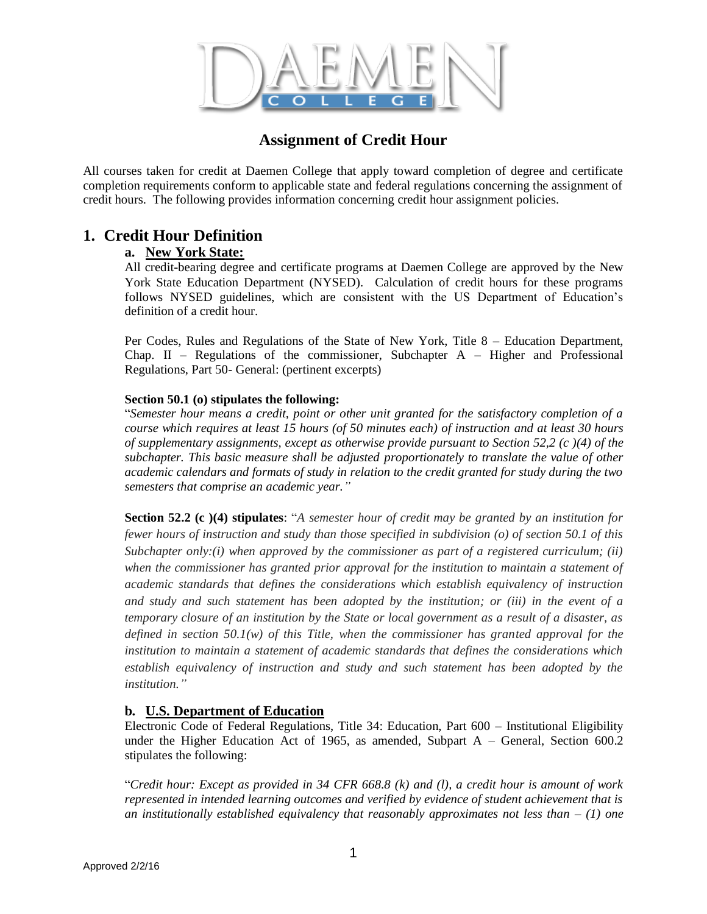# Assignment of Credit Hour

All courses taken for credit at Daemen College that apply toward completion of degree and certificate completion requirements conform to applicable state and federal regulations concerning the assignment of credit hours. The following provides information concerning credit hour assignment policies.

## 1. Credit Hour Definition

### a. New York State:

All credit-bearing degree and certificate programs at Daemen College are approved by the New York State Education Department (NYSED). Calculation of credit hours for these programs follows NYSED guidelines, which are consistent with the US Department of Education's definition of a credit hour.

Per Codes, Rules and Regulations of the State of New York, Title 8 – Education Department, Chap. II – Regulations of the commissioner, Subchapter A – Higher and Professional Regulations, Part 50- General: (pertinent excerpts)

**Section 50.1 (o) stipulates the following:**

"*Semester hour means a credit, point or other unit granted for the satisfactory completion of a course which requires at least 15 hours (of 50 minutes each) of instruction and at least 30 hours of supplementary assignments, except as otherwise provide pursuant to Section 52,2 (c )(4) of the subchapter. This basic measure shall be adjusted proportionately to translate the value of other academic calendars and formats of study in relation to the credit granted for study during the two semesters that comprise an academic year.*"

**Section 52.2 (c )(4) stipulates**: "*A semester hour of credit may be granted by an institution for fewer hours of instruction and study than those specified in subdivision (o) of section 50.1 of this Subchapter only:(i) when approved by the commissioner as part of a registered curriculum; (ii) when the commissioner has granted prior approval for the institution to maintain a statement of academic standards that defines the considerations which establish equivalency of instruction and study and such statement has been adopted by the institution; or (iii) in the event of a temporary closure of an institution by the State or local government as a result of a disaster, as defined in section 50.1(w) of this Title, when the commissioner has granted approval for the institution to maintain a statement of academic standards that defines the considerations which establish equivalency of instruction and study and such statement has been adopted by the institution.*"

### b. U.S. Department of Education

Electronic Code of Federal Regulations, Title 34: Education, Part 600 – Institutional Eligibility under the Higher Education Act of 1965, as amended, Subpart A – General, Section 600.2 stipulates the following:

"*Credit hour: Except as provided in 34 CFR 668.8 (k) and (l), a credit hour is amount of work represented in intended learning outcomes and verified by evidence of student achievement that is an institutionally established equivalency that reasonably approximates not less than – (1) one*

Approved 2/2/16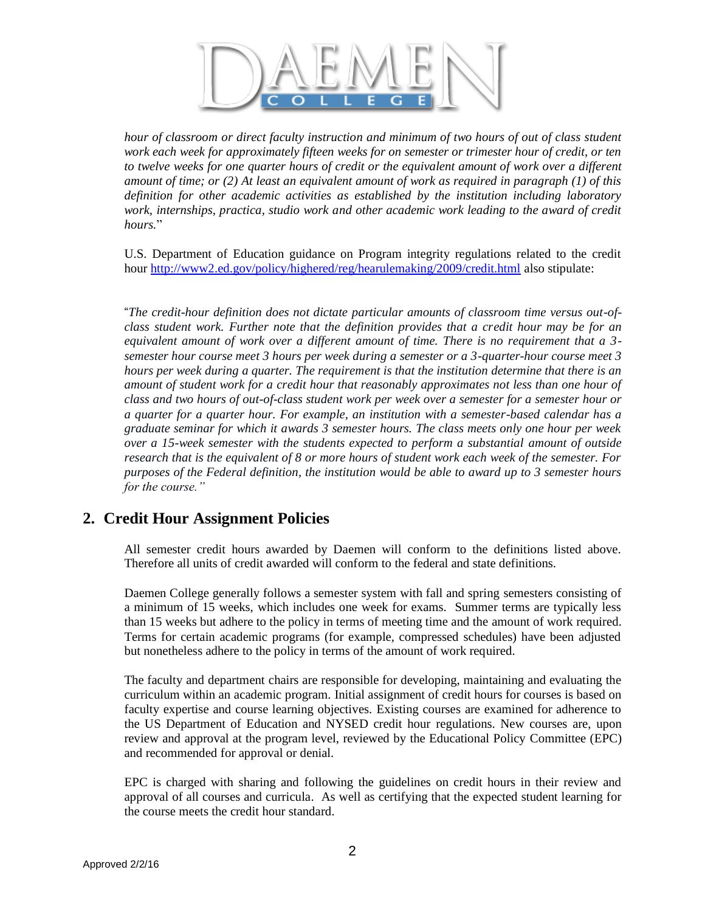*hour of classroom or direct faculty instruction and minimum of two hours of out of class student work each week for approximately fifteen weeks for on semester or trimester hour of credit, or ten to twelve weeks for one quarter hours of credit or the equivalent amount of work over a different amount of time; or (2) At least an equivalent amount of work as required in paragraph (1) of this definition for other academic activities as established by the institution including laboratory work, internships, practica, studio work and other academic work leading to the award of credit hours.*"

U.S. Department of Education guidance on Program integrity regulations related to the credit hour [http://www2.ed.gov/policy/highered/reg/hearulemaking/2009/credit.html](http://www2.ed.gov/policy/highered/reg/hearulemaking/2009/credit.html) also stipulate:

"*The credit-hour definition does not dictate particular amounts of classroom time versus out-of-class student work. Further note that the definition provides that a credit hour may be for an equivalent amount of work over a different amount of time. There is no requirement that a 3-semester hour course meet 3 hours per week during a semester or a 3-quarter-hour course meet 3 hours per week during a quarter. The requirement is that the institution determine that there is an amount of student work for a credit hour that reasonably approximates not less than one hour of class and two hours of out-of-class student work per week over a semester for a semester hour or a quarter for a quarter hour. For example, an institution with a semester-based calendar has a graduate seminar for which it awards 3 semester hours. The class meets only one hour per week over a 15-week semester with the students expected to perform a substantial amount of outside research that is the equivalent of 8 or more hours of student work each week of the semester. For purposes of the Federal definition, the institution would be able to award up to 3 semester hours for the course.*"

## 2. Credit Hour Assignment Policies

All semester credit hours awarded by Daemen will conform to the definitions listed above. Therefore all units of credit awarded will conform to the federal and state definitions.

Daemen College generally follows a semester system with fall and spring semesters consisting of a minimum of 15 weeks, which includes one week for exams. Summer terms are typically less than 15 weeks but adhere to the policy in terms of meeting time and the amount of work required. Terms for certain academic programs (for example, compressed schedules) have been adjusted but nonetheless adhere to the policy in terms of the amount of work required.

The faculty and department chairs are responsible for developing, maintaining and evaluating the curriculum within an academic program. Initial assignment of credit hours for courses is based on faculty expertise and course learning objectives. Existing courses are examined for adherence to the US Department of Education and NYSED credit hour regulations. New courses are, upon review and approval at the program level, reviewed by the Educational Policy Committee (EPC) and recommended for approval or denial.

EPC is charged with sharing and following the guidelines on credit hours in their review and approval of all courses and curricula. As well as certifying that the expected student learning for the course meets the credit hour standard.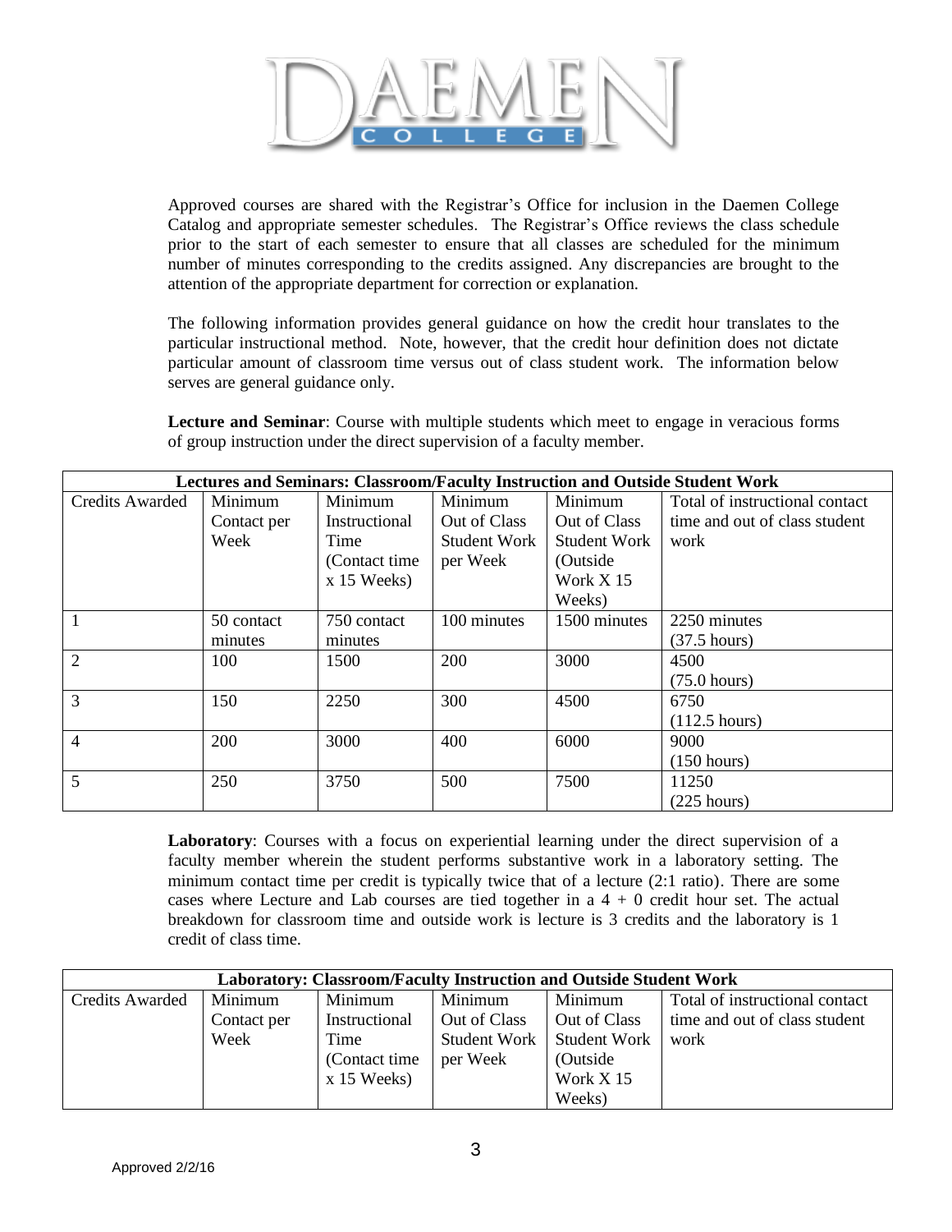Approved courses are shared with the Registrar's Office for inclusion in the Daemen College Catalog and appropriate semester schedules. The Registrar's Office reviews the class schedule prior to the start of each semester to ensure that all classes are scheduled for the minimum number of minutes corresponding to the credits assigned. Any discrepancies are brought to the attention of the appropriate department for correction or explanation.

The following information provides general guidance on how the credit hour translates to the particular instructional method. Note, however, that the credit hour definition does not dictate particular amount of classroom time versus out of class student work. The information below serves are general guidance only.

**Lecture and Seminar**: Course with multiple students which meet to engage in veracious forms of group instruction under the direct supervision of a faculty member.

| **Lectures and Seminars: Classroom/Faculty Instruction and Outside Student Work** | | | | | |
|---|---|---|---|---|---|
| Credits Awarded | Minimum Contact per Week | Minimum Instructional Time (Contact time x 15 Weeks) | Minimum Out of Class Student Work per Week | Minimum Out of Class Student Work (Outside Work X 15 Weeks) | Total of instructional contact time and out of class student work |
| 1 | 50 contact minutes | 750 contact minutes | 100 minutes | 1500 minutes | 2250 minutes (37.5 hours) |
| 2 | 100 | 1500 | 200 | 3000 | 4500 (75.0 hours) |
| 3 | 150 | 2250 | 300 | 4500 | 6750 (112.5 hours) |
| 4 | 200 | 3000 | 400 | 6000 | 9000 (150 hours) |
| 5 | 250 | 3750 | 500 | 7500 | 11250 (225 hours) |

**Laboratory**: Courses with a focus on experiential learning under the direct supervision of a faculty member wherein the student performs substantive work in a laboratory setting. The minimum contact time per credit is typically twice that of a lecture (2:1 ratio). There are some cases where Lecture and Lab courses are tied together in a 4 + 0 credit hour set. The actual breakdown for classroom time and outside work is lecture is 3 credits and the laboratory is 1 credit of class time.

| **Laboratory: Classroom/Faculty Instruction and Outside Student Work** | | | | | |
|---|---|---|---|---|---|
| Credits Awarded | Minimum Contact per Week | Minimum Instructional Time (Contact time x 15 Weeks) | Minimum Out of Class Student Work per Week | Minimum Out of Class Student Work (Outside Work X 15 Weeks) | Total of instructional contact time and out of class student work |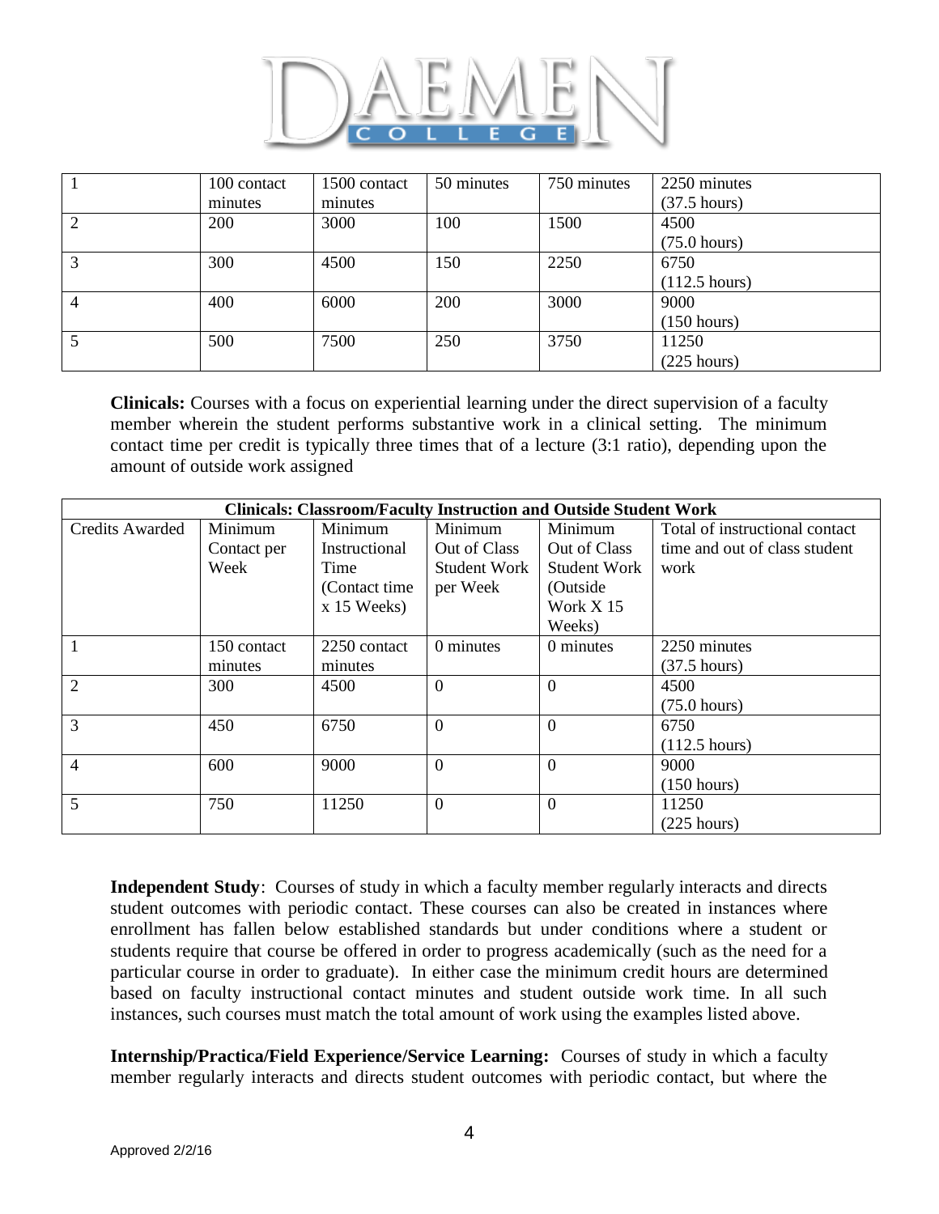| | | | | | |
|---|---|---|---|---|---|
| 1 | 100 contact minutes | 1500 contact minutes | 50 minutes | 750 minutes | 2250 minutes (37.5 hours) |
| 2 | 200 | 3000 | 100 | 1500 | 4500 (75.0 hours) |
| 3 | 300 | 4500 | 150 | 2250 | 6750 (112.5 hours) |
| 4 | 400 | 6000 | 200 | 3000 | 9000 (150 hours) |
| 5 | 500 | 7500 | 250 | 3750 | 11250 (225 hours) |

**Clinicals:** Courses with a focus on experiential learning under the direct supervision of a faculty member wherein the student performs substantive work in a clinical setting. The minimum contact time per credit is typically three times that of a lecture (3:1 ratio), depending upon the amount of outside work assigned

| **Clinicals: Classroom/Faculty Instruction and Outside Student Work** | | | | | |
|---|---|---|---|---|---|
| Credits Awarded | Minimum Contact per Week | Minimum Instructional Time (Contact time x 15 Weeks) | Minimum Out of Class Student Work per Week | Minimum Out of Class Student Work (Outside Work X 15 Weeks) | Total of instructional contact time and out of class student work |
| 1 | 150 contact minutes | 2250 contact minutes | 0 minutes | 0 minutes | 2250 minutes (37.5 hours) |
| 2 | 300 | 4500 | 0 | 0 | 4500 (75.0 hours) |
| 3 | 450 | 6750 | 0 | 0 | 6750 (112.5 hours) |
| 4 | 600 | 9000 | 0 | 0 | 9000 (150 hours) |
| 5 | 750 | 11250 | 0 | 0 | 11250 (225 hours) |

**Independent Study**: Courses of study in which a faculty member regularly interacts and directs student outcomes with periodic contact. These courses can also be created in instances where enrollment has fallen below established standards but under conditions where a student or students require that course be offered in order to progress academically (such as the need for a particular course in order to graduate). In either case the minimum credit hours are determined based on faculty instructional contact minutes and student outside work time. In all such instances, such courses must match the total amount of work using the examples listed above.

**Internship/Practica/Field Experience/Service Learning:** Courses of study in which a faculty member regularly interacts and directs student outcomes with periodic contact, but where the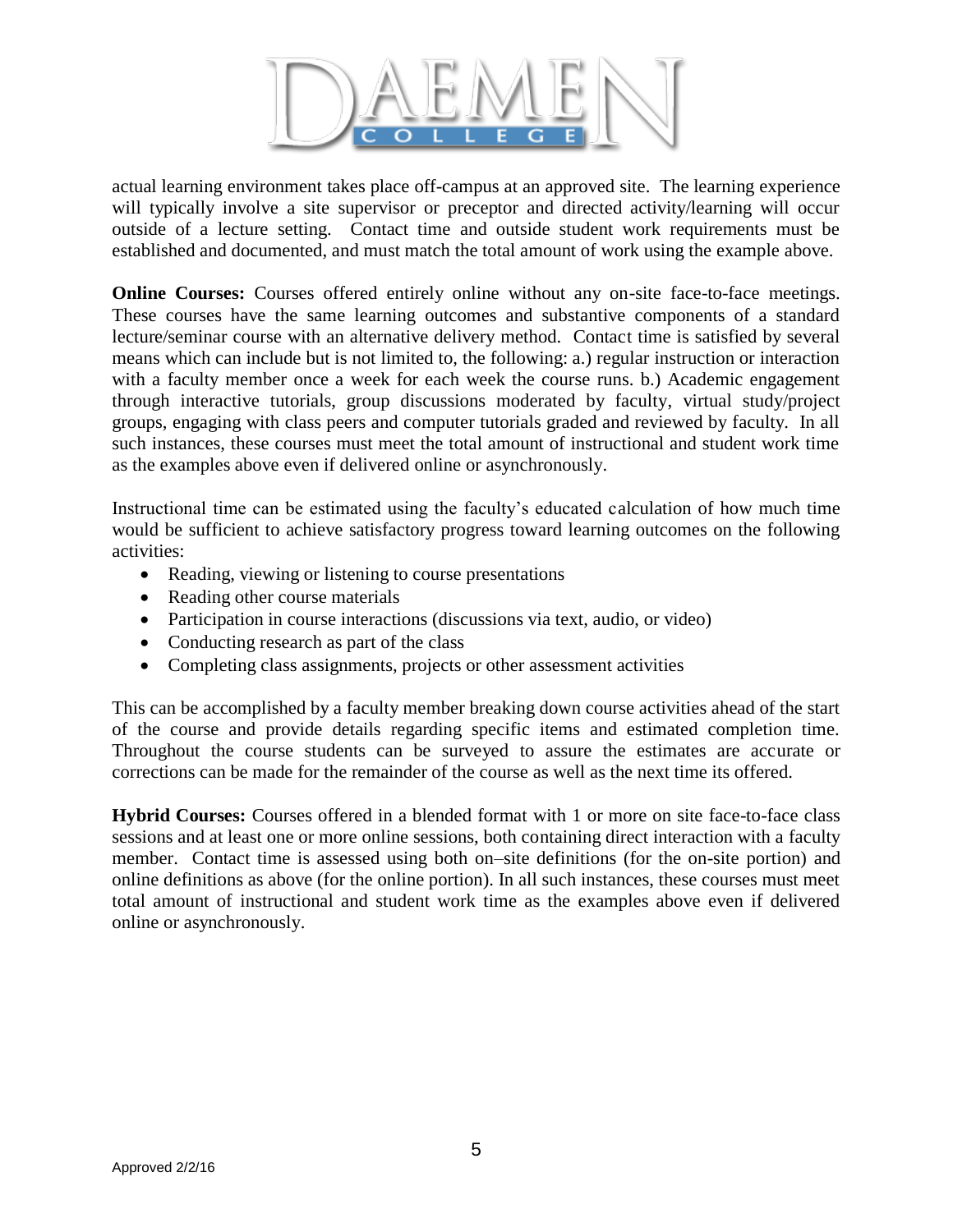actual learning environment takes place off-campus at an approved site. The learning experience will typically involve a site supervisor or preceptor and directed activity/learning will occur outside of a lecture setting. Contact time and outside student work requirements must be established and documented, and must match the total amount of work using the example above.

**Online Courses:** Courses offered entirely online without any on-site face-to-face meetings. These courses have the same learning outcomes and substantive components of a standard lecture/seminar course with an alternative delivery method. Contact time is satisfied by several means which can include but is not limited to, the following: a.) regular instruction or interaction with a faculty member once a week for each week the course runs. b.) Academic engagement through interactive tutorials, group discussions moderated by faculty, virtual study/project groups, engaging with class peers and computer tutorials graded and reviewed by faculty. In all such instances, these courses must meet the total amount of instructional and student work time as the examples above even if delivered online or asynchronously.

Instructional time can be estimated using the faculty's educated calculation of how much time would be sufficient to achieve satisfactory progress toward learning outcomes on the following activities:

- Reading, viewing or listening to course presentations
- Reading other course materials
- Participation in course interactions (discussions via text, audio, or video)
- Conducting research as part of the class
- Completing class assignments, projects or other assessment activities

This can be accomplished by a faculty member breaking down course activities ahead of the start of the course and provide details regarding specific items and estimated completion time. Throughout the course students can be surveyed to assure the estimates are accurate or corrections can be made for the remainder of the course as well as the next time its offered.

**Hybrid Courses:** Courses offered in a blended format with 1 or more on site face-to-face class sessions and at least one or more online sessions, both containing direct interaction with a faculty member. Contact time is assessed using both on–site definitions (for the on-site portion) and online definitions as above (for the online portion). In all such instances, these courses must meet total amount of instructional and student work time as the examples above even if delivered online or asynchronously.

Approved 2/2/16